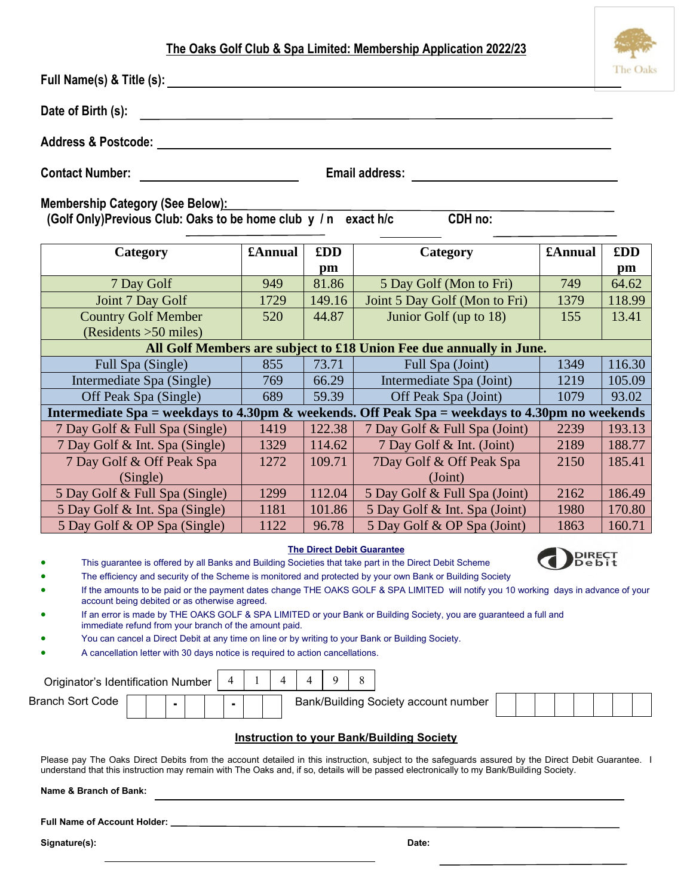## The Oaks Golf Club & Spa Limited: Membership Application 2022/23

**Full Name(s) & Title (s):** ____________________

**Date of Birth (s):** ____________________

**Address & Postcode:** ____________________

**Contact Number:** ____________________ **Email address:** ____________________

**Membership Category (See Below):** ____________________

**(Golf Only)Previous Club: Oaks to be home club y / n exact h/c CDH no:**

| Category | £Annual | £DD pm | Category | £Annual | £DD pm |
|---|---|---|---|---|---|
| 7 Day Golf | 949 | 81.86 | 5 Day Golf (Mon to Fri) | 749 | 64.62 |
| Joint 7 Day Golf | 1729 | 149.16 | Joint 5 Day Golf (Mon to Fri) | 1379 | 118.99 |
| Country Golf Member (Residents >50 miles) | 520 | 44.87 | Junior Golf (up to 18) | 155 | 13.41 |
| **All Golf Members are subject to £18 Union Fee due annually in June.** | | | | | |
| Full Spa (Single) | 855 | 73.71 | Full Spa (Joint) | 1349 | 116.30 |
| Intermediate Spa (Single) | 769 | 66.29 | Intermediate Spa (Joint) | 1219 | 105.09 |
| Off Peak Spa (Single) | 689 | 59.39 | Off Peak Spa (Joint) | 1079 | 93.02 |
| **Intermediate Spa = weekdays to 4.30pm & weekends. Off Peak Spa = weekdays to 4.30pm no weekends** | | | | | |
| 7 Day Golf & Full Spa (Single) | 1419 | 122.38 | 7 Day Golf & Full Spa (Joint) | 2239 | 193.13 |
| 7 Day Golf & Int. Spa (Single) | 1329 | 114.62 | 7 Day Golf & Int. (Joint) | 2189 | 188.77 |
| 7 Day Golf & Off Peak Spa (Single) | 1272 | 109.71 | 7Day Golf & Off Peak Spa (Joint) | 2150 | 185.41 |
| 5 Day Golf & Full Spa (Single) | 1299 | 112.04 | 5 Day Golf & Full Spa (Joint) | 2162 | 186.49 |
| 5 Day Golf & Int. Spa (Single) | 1181 | 101.86 | 5 Day Golf & Int. Spa (Joint) | 1980 | 170.80 |
| 5 Day Golf & OP Spa (Single) | 1122 | 96.78 | 5 Day Golf & OP Spa (Joint) | 1863 | 160.71 |

### The Direct Debit Guarantee

- This guarantee is offered by all Banks and Building Societies that take part in the Direct Debit Scheme
- The efficiency and security of the Scheme is monitored and protected by your own Bank or Building Society
- If the amounts to be paid or the payment dates change THE OAKS GOLF & SPA LIMITED will notify you 10 working days in advance of your account being debited or as otherwise agreed.
- If an error is made by THE OAKS GOLF & SPA LIMITED or your Bank or Building Society, you are guaranteed a full and immediate refund from your branch of the amount paid.
- You can cancel a Direct Debit at any time on line or by writing to your Bank or Building Society.
- A cancellation letter with 30 days notice is required to action cancellations.

Originator's Identification Number | 4 | 1 | 4 | 4 | 9 | 8 |

Branch Sort Code __ __ - __ __ - __ __     Bank/Building Society account number __ __ __ __ __ __ __ __

### Instruction to your Bank/Building Society

Please pay The Oaks Direct Debits from the account detailed in this instruction, subject to the safeguards assured by the Direct Debit Guarantee. I understand that this instruction may remain with The Oaks and, if so, details will be passed electronically to my Bank/Building Society.

**Name & Branch of Bank:** ____________________

**Full Name of Account Holder:** ____________________

**Signature(s):** ____________________ **Date:** ____________________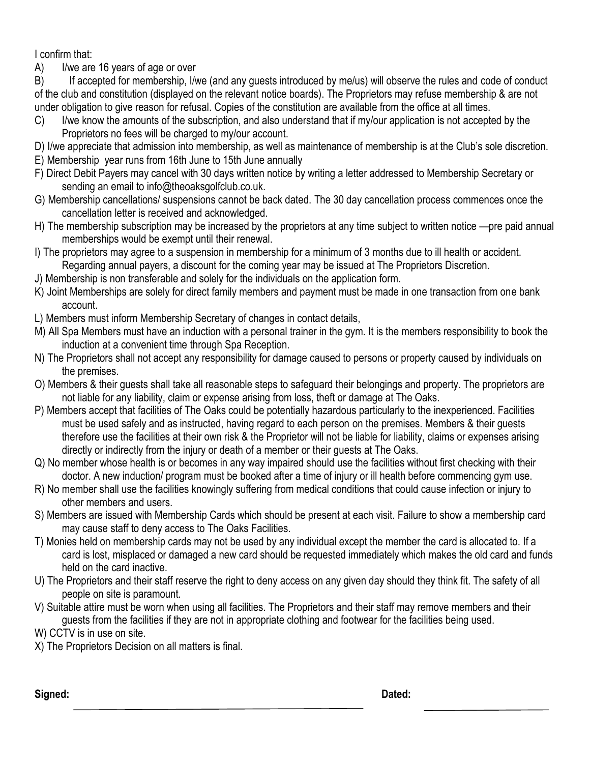I confirm that:

A) I/we are 16 years of age or over

B) If accepted for membership, I/we (and any guests introduced by me/us) will observe the rules and code of conduct of the club and constitution (displayed on the relevant notice boards). The Proprietors may refuse membership & are not under obligation to give reason for refusal. Copies of the constitution are available from the office at all times.

C) I/we know the amounts of the subscription, and also understand that if my/our application is not accepted by the Proprietors no fees will be charged to my/our account.

D) I/we appreciate that admission into membership, as well as maintenance of membership is at the Club's sole discretion.

E) Membership year runs from 16th June to 15th June annually

F) Direct Debit Payers may cancel with 30 days written notice by writing a letter addressed to Membership Secretary or sending an email to info@theoaksgolfclub.co.uk.

G) Membership cancellations/ suspensions cannot be back dated. The 30 day cancellation process commences once the cancellation letter is received and acknowledged.

H) The membership subscription may be increased by the proprietors at any time subject to written notice —pre paid annual memberships would be exempt until their renewal.

I) The proprietors may agree to a suspension in membership for a minimum of 3 months due to ill health or accident. Regarding annual payers, a discount for the coming year may be issued at The Proprietors Discretion.

J) Membership is non transferable and solely for the individuals on the application form.

K) Joint Memberships are solely for direct family members and payment must be made in one transaction from one bank account.

L) Members must inform Membership Secretary of changes in contact details,

M) All Spa Members must have an induction with a personal trainer in the gym. It is the members responsibility to book the induction at a convenient time through Spa Reception.

N) The Proprietors shall not accept any responsibility for damage caused to persons or property caused by individuals on the premises.

O) Members & their guests shall take all reasonable steps to safeguard their belongings and property. The proprietors are not liable for any liability, claim or expense arising from loss, theft or damage at The Oaks.

P) Members accept that facilities of The Oaks could be potentially hazardous particularly to the inexperienced. Facilities must be used safely and as instructed, having regard to each person on the premises. Members & their guests therefore use the facilities at their own risk & the Proprietor will not be liable for liability, claims or expenses arising directly or indirectly from the injury or death of a member or their guests at The Oaks.

Q) No member whose health is or becomes in any way impaired should use the facilities without first checking with their doctor. A new induction/ program must be booked after a time of injury or ill health before commencing gym use.

R) No member shall use the facilities knowingly suffering from medical conditions that could cause infection or injury to other members and users.

S) Members are issued with Membership Cards which should be present at each visit. Failure to show a membership card may cause staff to deny access to The Oaks Facilities.

T) Monies held on membership cards may not be used by any individual except the member the card is allocated to. If a card is lost, misplaced or damaged a new card should be requested immediately which makes the old card and funds held on the card inactive.

U) The Proprietors and their staff reserve the right to deny access on any given day should they think fit. The safety of all people on site is paramount.

V) Suitable attire must be worn when using all facilities. The Proprietors and their staff may remove members and their guests from the facilities if they are not in appropriate clothing and footwear for the facilities being used.

W) CCTV is in use on site.

X) The Proprietors Decision on all matters is final.

**Signed:** ______________________________ **Dated:** ______________________